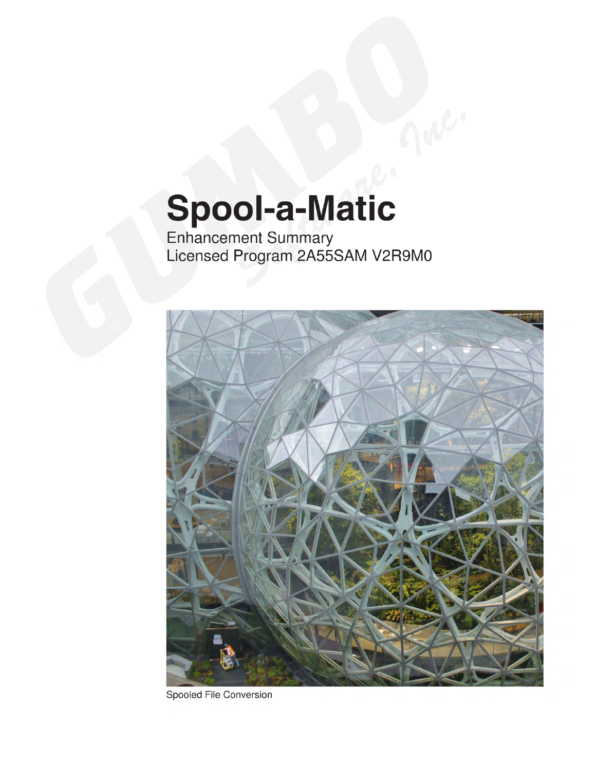# Spool-a-Matic

Enhancement Summary
Licensed Program 2A55SAM V2R9M0

Spooled File Conversion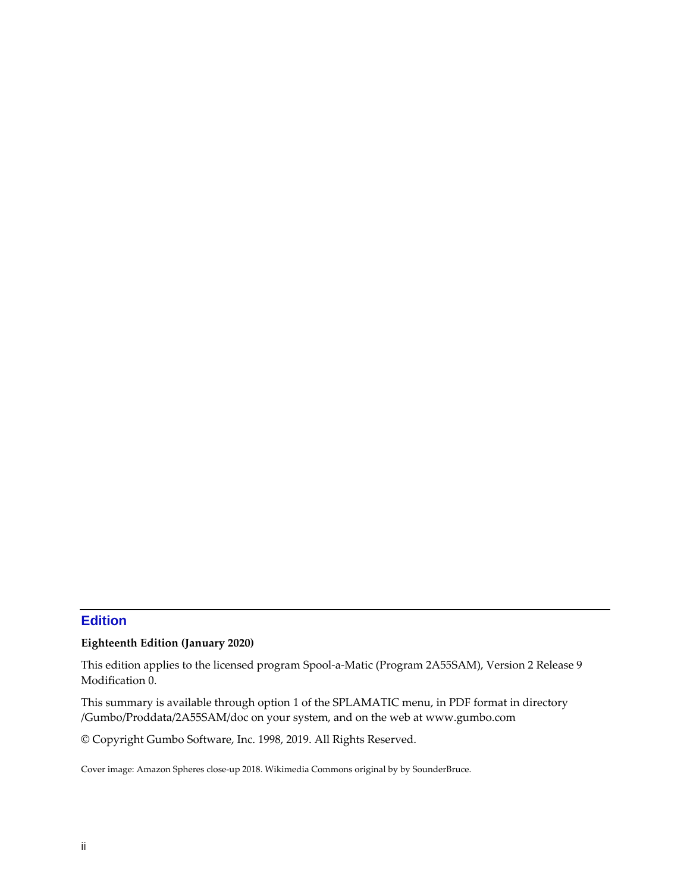## Edition

**Eighteenth Edition (January 2020)**

This edition applies to the licensed program Spool-a-Matic (Program 2A55SAM), Version 2 Release 9 Modification 0.

This summary is available through option 1 of the SPLAMATIC menu, in PDF format in directory /Gumbo/Proddata/2A55SAM/doc on your system, and on the web at www.gumbo.com

© Copyright Gumbo Software, Inc. 1998, 2019. All Rights Reserved.

Cover image: Amazon Spheres close-up 2018. Wikimedia Commons original by by SounderBruce.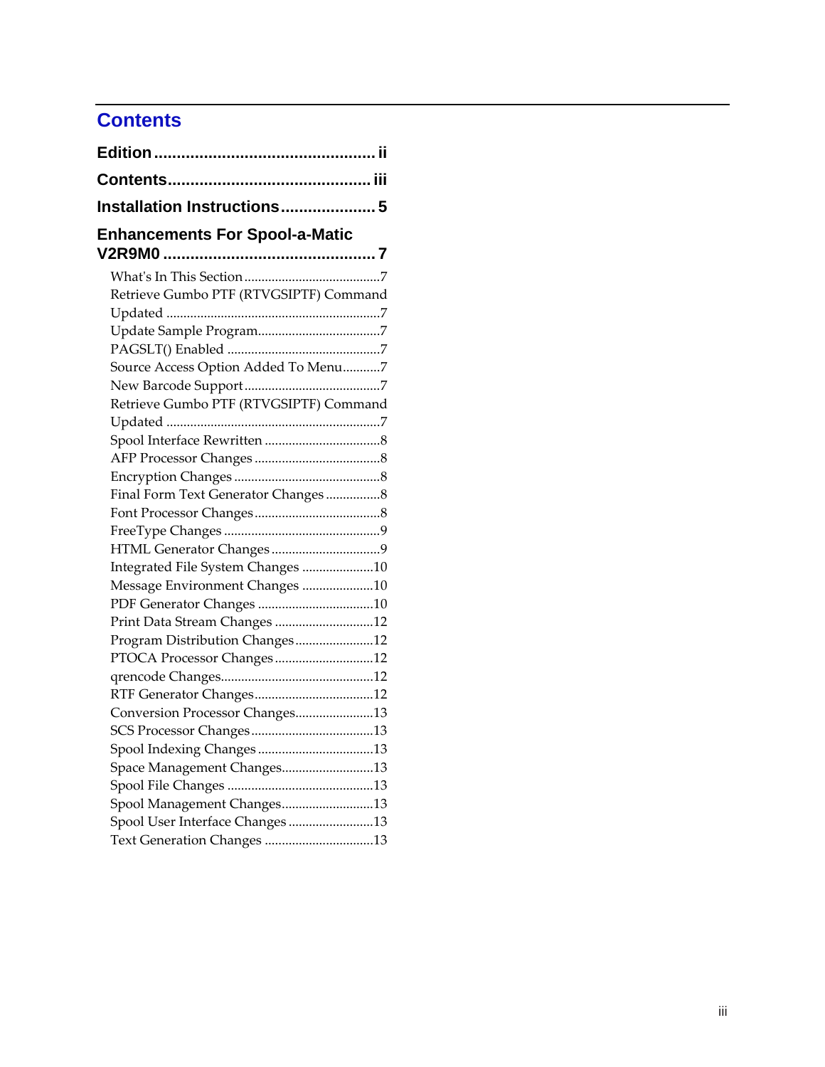# Contents

**Edition ................................................ ii**

**Contents............................................ iii**

**Installation Instructions.................... 5**

**Enhancements For Spool-a-Matic V2R9M0 .............................................. 7**

- What's In This Section........................................7
- Retrieve Gumbo PTF (RTVGSIPTF) Command Updated ..............................................................7
- Update Sample Program....................................7
- PAGSLT() Enabled ............................................7
- Source Access Option Added To Menu...........7
- New Barcode Support........................................7
- Retrieve Gumbo PTF (RTVGSIPTF) Command Updated ..............................................................7
- Spool Interface Rewritten ..................................8
- AFP Processor Changes .....................................8
- Encryption Changes ...........................................8
- Final Form Text Generator Changes ................8
- Font Processor Changes.....................................8
- FreeType Changes ..............................................9
- HTML Generator Changes................................9
- Integrated File System Changes .....................10
- Message Environment Changes .....................10
- PDF Generator Changes ..................................10
- Print Data Stream Changes .............................12
- Program Distribution Changes.......................12
- PTOCA Processor Changes.............................12
- qrencode Changes.............................................12
- RTF Generator Changes...................................12
- Conversion Processor Changes.......................13
- SCS Processor Changes....................................13
- Spool Indexing Changes ..................................13
- Space Management Changes...........................13
- Spool File Changes ...........................................13
- Spool Management Changes...........................13
- Spool User Interface Changes .........................13
- Text Generation Changes ................................13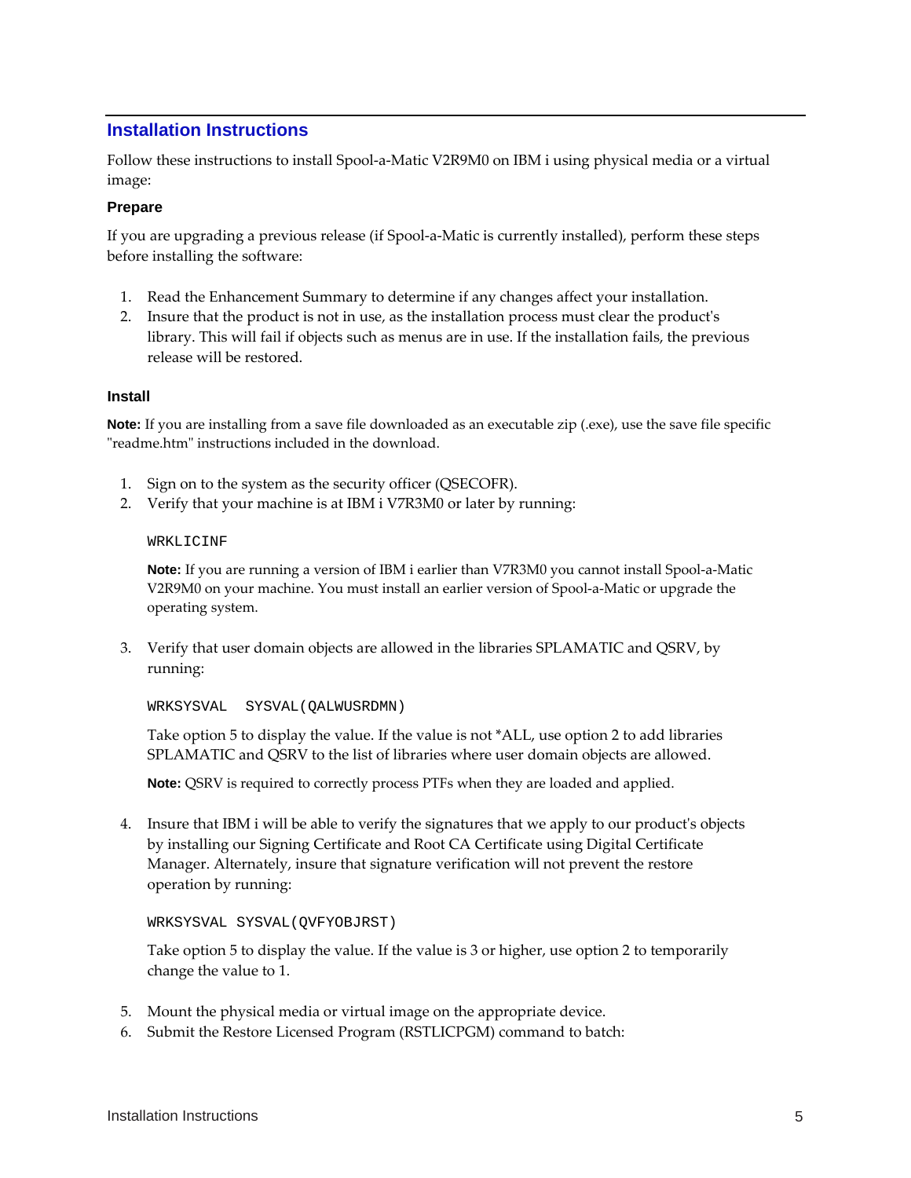## Installation Instructions

Follow these instructions to install Spool-a-Matic V2R9M0 on IBM i using physical media or a virtual image:

### Prepare

If you are upgrading a previous release (if Spool-a-Matic is currently installed), perform these steps before installing the software:

1. Read the Enhancement Summary to determine if any changes affect your installation.
2. Insure that the product is not in use, as the installation process must clear the product's library. This will fail if objects such as menus are in use. If the installation fails, the previous release will be restored.

### Install

**Note:** If you are installing from a save file downloaded as an executable zip (.exe), use the save file specific "readme.htm" instructions included in the download.

1. Sign on to the system as the security officer (QSECOFR).
2. Verify that your machine is at IBM i V7R3M0 or later by running:

   ```
   WRKLICINF
   ```

   **Note:** If you are running a version of IBM i earlier than V7R3M0 you cannot install Spool-a-Matic V2R9M0 on your machine. You must install an earlier version of Spool-a-Matic or upgrade the operating system.

3. Verify that user domain objects are allowed in the libraries SPLAMATIC and QSRV, by running:

   ```
   WRKSYSVAL  SYSVAL(QALWUSRDMN)
   ```

   Take option 5 to display the value. If the value is not *ALL, use option 2 to add libraries SPLAMATIC and QSRV to the list of libraries where user domain objects are allowed.

   **Note:** QSRV is required to correctly process PTFs when they are loaded and applied.

4. Insure that IBM i will be able to verify the signatures that we apply to our product's objects by installing our Signing Certificate and Root CA Certificate using Digital Certificate Manager. Alternately, insure that signature verification will not prevent the restore operation by running:

   ```
   WRKSYSVAL SYSVAL(QVFYOBJRST)
   ```

   Take option 5 to display the value. If the value is 3 or higher, use option 2 to temporarily change the value to 1.

5. Mount the physical media or virtual image on the appropriate device.
6. Submit the Restore Licensed Program (RSTLICPGM) command to batch: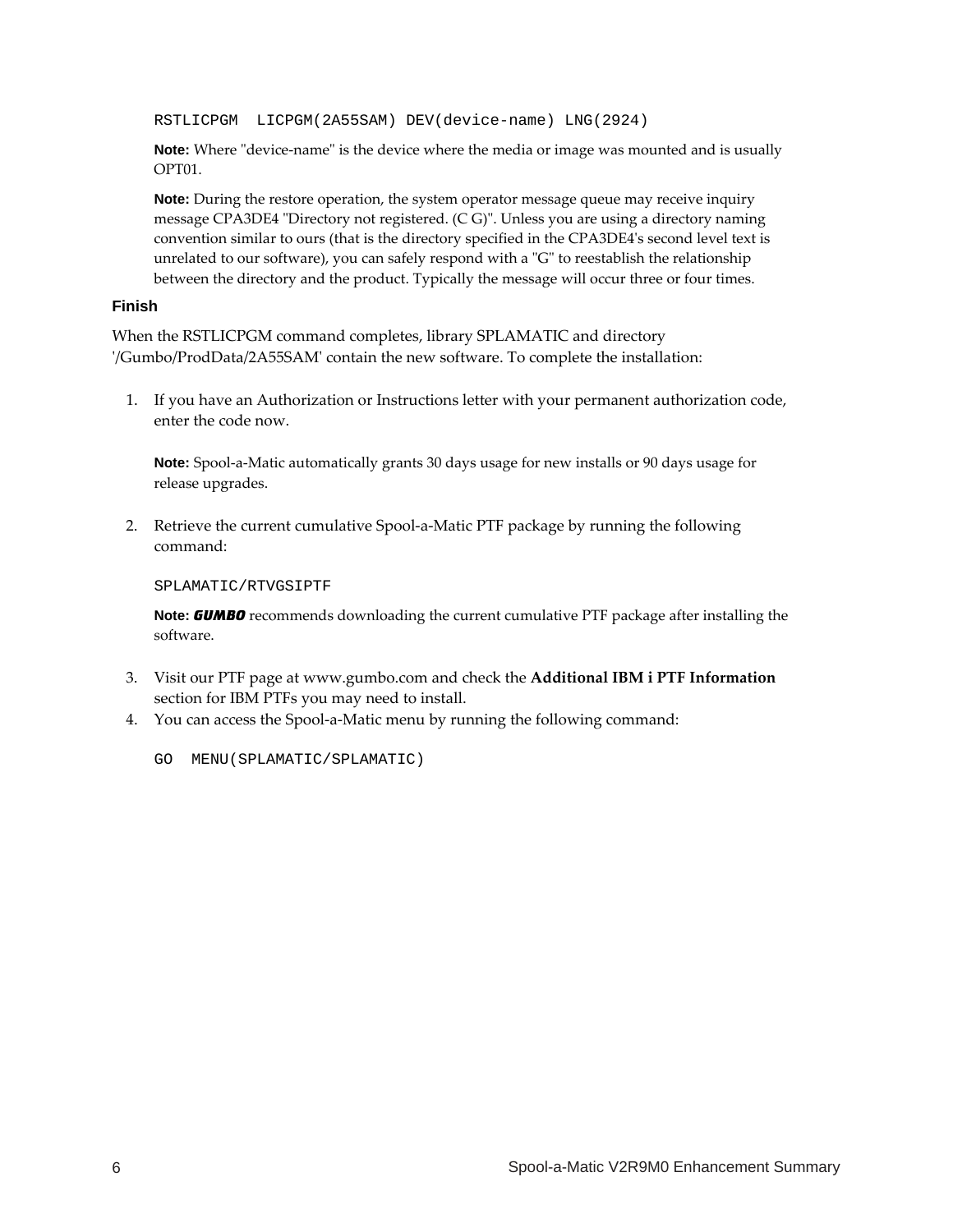```
RSTLICPGM  LICPGM(2A55SAM) DEV(device-name) LNG(2924)
```

**Note:** Where "device-name" is the device where the media or image was mounted and is usually OPT01.

**Note:** During the restore operation, the system operator message queue may receive inquiry message CPA3DE4 "Directory not registered. (C G)". Unless you are using a directory naming convention similar to ours (that is the directory specified in the CPA3DE4's second level text is unrelated to our software), you can safely respond with a "G" to reestablish the relationship between the directory and the product. Typically the message will occur three or four times.

### Finish

When the RSTLICPGM command completes, library SPLAMATIC and directory '/Gumbo/ProdData/2A55SAM' contain the new software. To complete the installation:

1. If you have an Authorization or Instructions letter with your permanent authorization code, enter the code now.

   **Note:** Spool-a-Matic automatically grants 30 days usage for new installs or 90 days usage for release upgrades.

2. Retrieve the current cumulative Spool-a-Matic PTF package by running the following command:

   ```
   SPLAMATIC/RTVGSIPTF
   ```

   **Note:** ***GUMBO*** recommends downloading the current cumulative PTF package after installing the software.

3. Visit our PTF page at www.gumbo.com and check the **Additional IBM i PTF Information** section for IBM PTFs you may need to install.
4. You can access the Spool-a-Matic menu by running the following command:

   ```
   GO  MENU(SPLAMATIC/SPLAMATIC)
   ```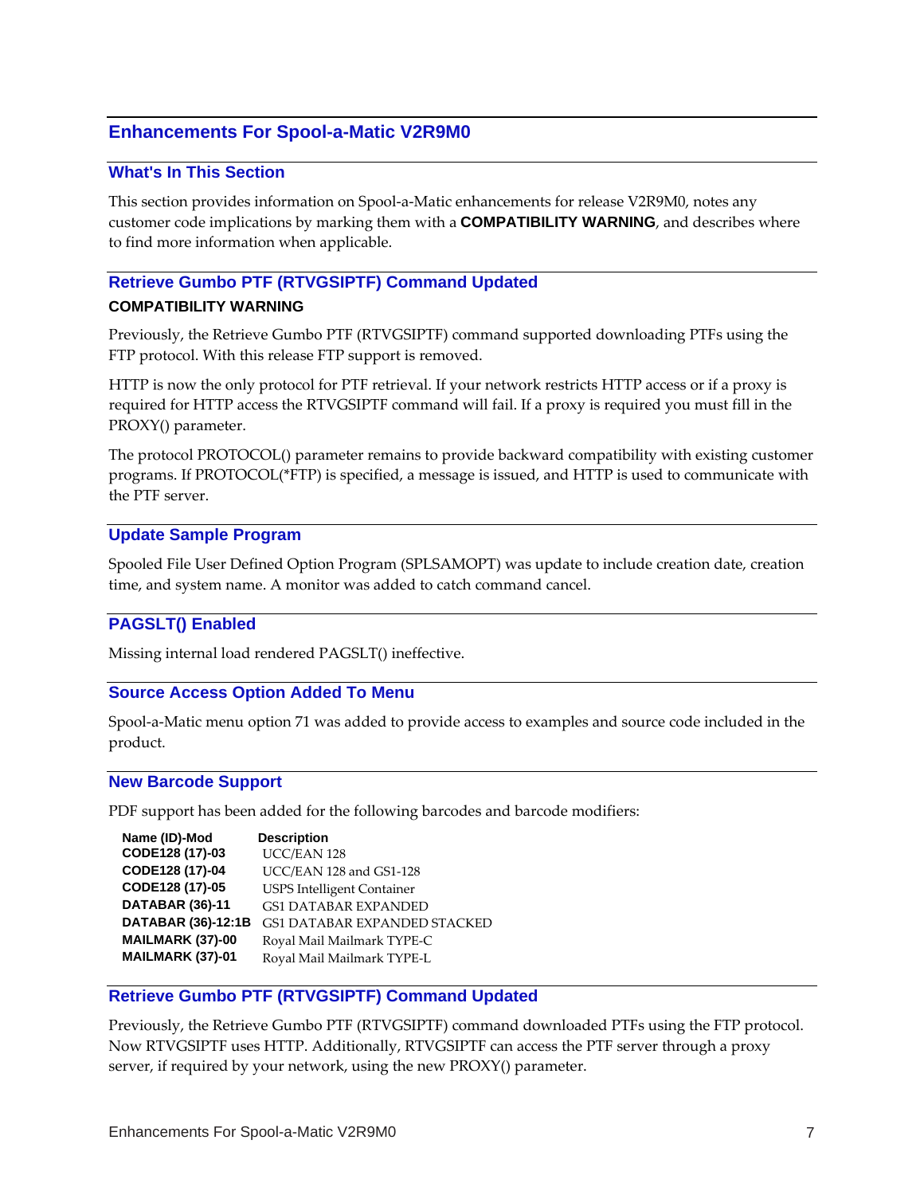# Enhancements For Spool-a-Matic V2R9M0

## What's In This Section

This section provides information on Spool-a-Matic enhancements for release V2R9M0, notes any customer code implications by marking them with a **COMPATIBILITY WARNING**, and describes where to find more information when applicable.

## Retrieve Gumbo PTF (RTVGSIPTF) Command Updated

**COMPATIBILITY WARNING**

Previously, the Retrieve Gumbo PTF (RTVGSIPTF) command supported downloading PTFs using the FTP protocol. With this release FTP support is removed.

HTTP is now the only protocol for PTF retrieval. If your network restricts HTTP access or if a proxy is required for HTTP access the RTVGSIPTF command will fail. If a proxy is required you must fill in the PROXY() parameter.

The protocol PROTOCOL() parameter remains to provide backward compatibility with existing customer programs. If PROTOCOL(*FTP) is specified, a message is issued, and HTTP is used to communicate with the PTF server.

## Update Sample Program

Spooled File User Defined Option Program (SPLSAMOPT) was update to include creation date, creation time, and system name. A monitor was added to catch command cancel.

## PAGSLT() Enabled

Missing internal load rendered PAGSLT() ineffective.

## Source Access Option Added To Menu

Spool-a-Matic menu option 71 was added to provide access to examples and source code included in the product.

## New Barcode Support

PDF support has been added for the following barcodes and barcode modifiers:

| Name (ID)-Mod | Description |
|---|---|
| **CODE128 (17)-03** | UCC/EAN 128 |
| **CODE128 (17)-04** | UCC/EAN 128 and GS1-128 |
| **CODE128 (17)-05** | USPS Intelligent Container |
| **DATABAR (36)-11** | GS1 DATABAR EXPANDED |
| **DATABAR (36)-12:1B** | GS1 DATABAR EXPANDED STACKED |
| **MAILMARK (37)-00** | Royal Mail Mailmark TYPE-C |
| **MAILMARK (37)-01** | Royal Mail Mailmark TYPE-L |

## Retrieve Gumbo PTF (RTVGSIPTF) Command Updated

Previously, the Retrieve Gumbo PTF (RTVGSIPTF) command downloaded PTFs using the FTP protocol. Now RTVGSIPTF uses HTTP. Additionally, RTVGSIPTF can access the PTF server through a proxy server, if required by your network, using the new PROXY() parameter.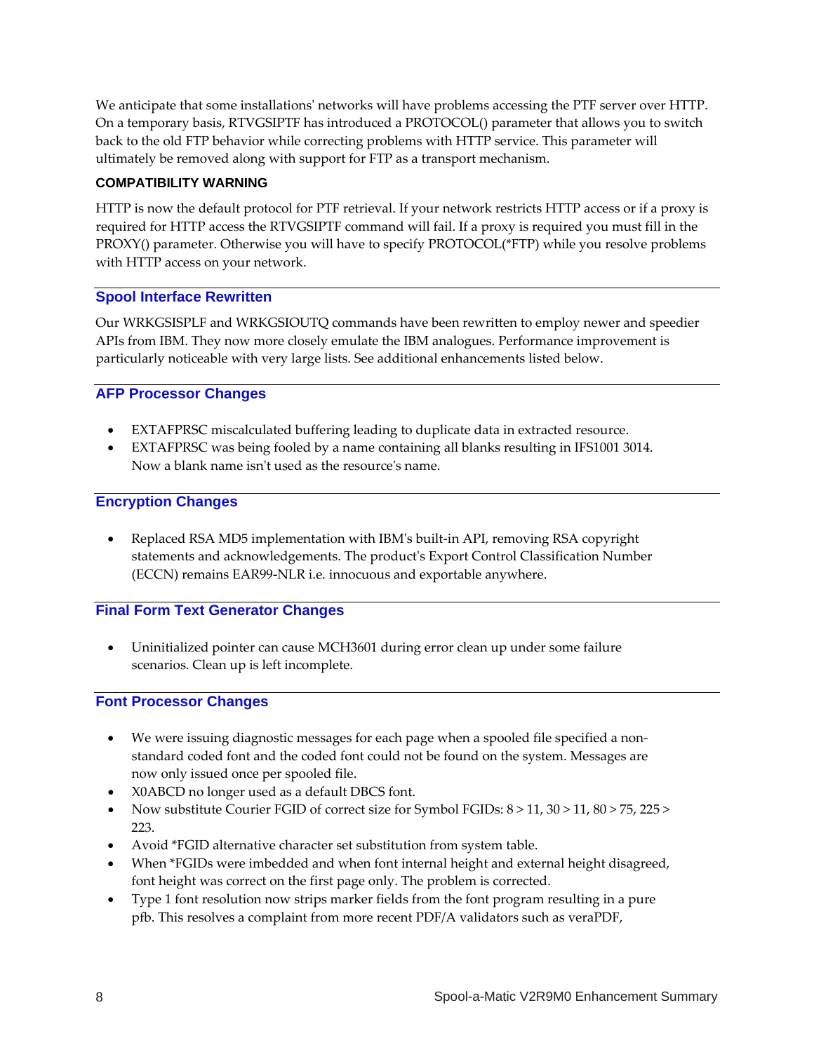We anticipate that some installations' networks will have problems accessing the PTF server over HTTP. On a temporary basis, RTVGSIPTF has introduced a PROTOCOL() parameter that allows you to switch back to the old FTP behavior while correcting problems with HTTP service. This parameter will ultimately be removed along with support for FTP as a transport mechanism.

**COMPATIBILITY WARNING**

HTTP is now the default protocol for PTF retrieval. If your network restricts HTTP access or if a proxy is required for HTTP access the RTVGSIPTF command will fail. If a proxy is required you must fill in the PROXY() parameter. Otherwise you will have to specify PROTOCOL(*FTP) while you resolve problems with HTTP access on your network.

## Spool Interface Rewritten

Our WRKGSISPLF and WRKGSIOUTQ commands have been rewritten to employ newer and speedier APIs from IBM. They now more closely emulate the IBM analogues. Performance improvement is particularly noticeable with very large lists. See additional enhancements listed below.

## AFP Processor Changes

- EXTAFPRSC miscalculated buffering leading to duplicate data in extracted resource.
- EXTAFPRSC was being fooled by a name containing all blanks resulting in IFS1001 3014. Now a blank name isn't used as the resource's name.

## Encryption Changes

- Replaced RSA MD5 implementation with IBM's built-in API, removing RSA copyright statements and acknowledgements. The product's Export Control Classification Number (ECCN) remains EAR99-NLR i.e. innocuous and exportable anywhere.

## Final Form Text Generator Changes

- Uninitialized pointer can cause MCH3601 during error clean up under some failure scenarios. Clean up is left incomplete.

## Font Processor Changes

- We were issuing diagnostic messages for each page when a spooled file specified a non-standard coded font and the coded font could not be found on the system. Messages are now only issued once per spooled file.
- X0ABCD no longer used as a default DBCS font.
- Now substitute Courier FGID of correct size for Symbol FGIDs: 8 > 11, 30 > 11, 80 > 75, 225 > 223.
- Avoid *FGID alternative character set substitution from system table.
- When *FGIDs were imbedded and when font internal height and external height disagreed, font height was correct on the first page only. The problem is corrected.
- Type 1 font resolution now strips marker fields from the font program resulting in a pure pfb. This resolves a complaint from more recent PDF/A validators such as veraPDF,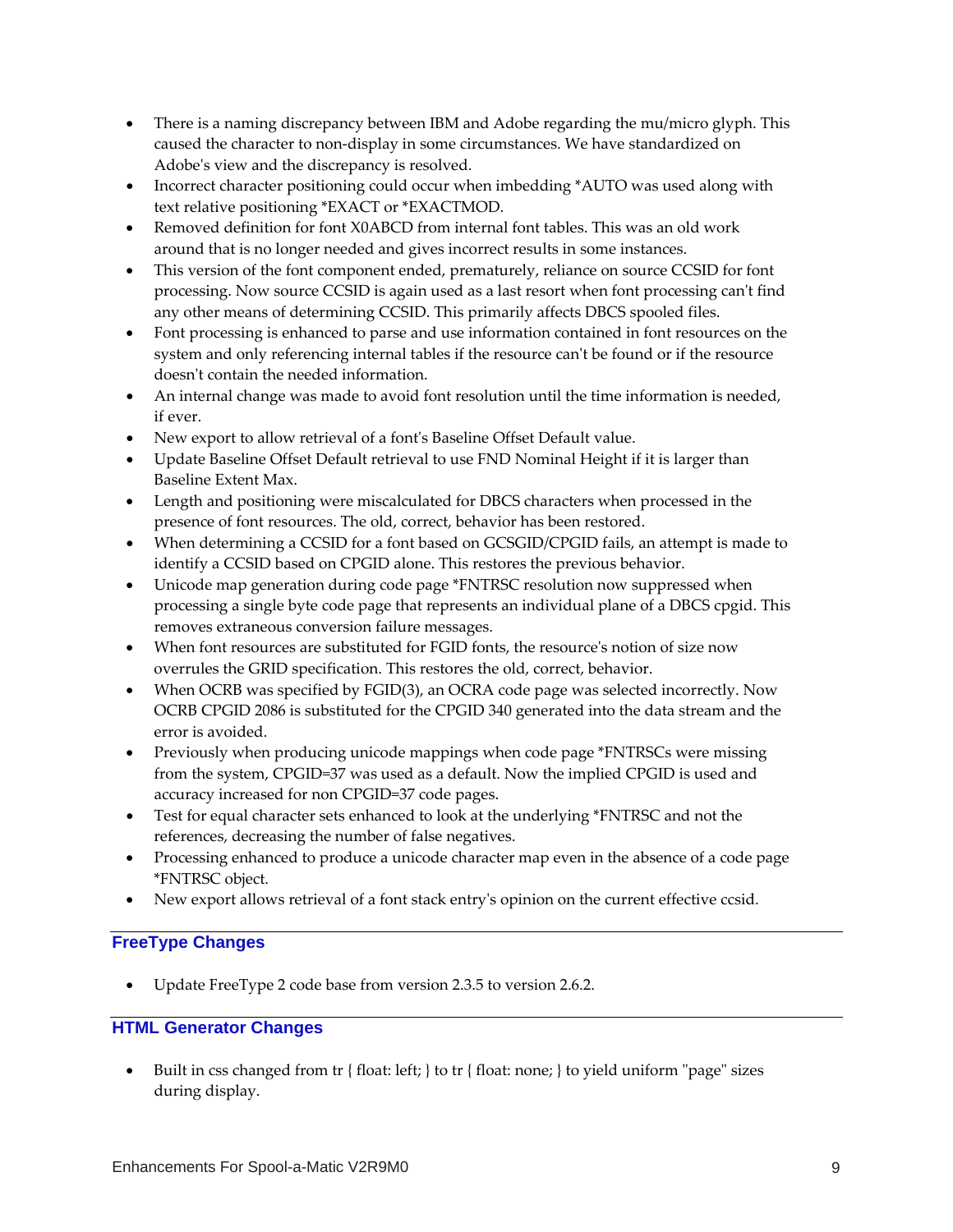- There is a naming discrepancy between IBM and Adobe regarding the mu/micro glyph. This caused the character to non-display in some circumstances. We have standardized on Adobe's view and the discrepancy is resolved.
- Incorrect character positioning could occur when imbedding *AUTO was used along with text relative positioning *EXACT or *EXACTMOD.
- Removed definition for font X0ABCD from internal font tables. This was an old work around that is no longer needed and gives incorrect results in some instances.
- This version of the font component ended, prematurely, reliance on source CCSID for font processing. Now source CCSID is again used as a last resort when font processing can't find any other means of determining CCSID. This primarily affects DBCS spooled files.
- Font processing is enhanced to parse and use information contained in font resources on the system and only referencing internal tables if the resource can't be found or if the resource doesn't contain the needed information.
- An internal change was made to avoid font resolution until the time information is needed, if ever.
- New export to allow retrieval of a font's Baseline Offset Default value.
- Update Baseline Offset Default retrieval to use FND Nominal Height if it is larger than Baseline Extent Max.
- Length and positioning were miscalculated for DBCS characters when processed in the presence of font resources. The old, correct, behavior has been restored.
- When determining a CCSID for a font based on GCSGID/CPGID fails, an attempt is made to identify a CCSID based on CPGID alone. This restores the previous behavior.
- Unicode map generation during code page *FNTRSC resolution now suppressed when processing a single byte code page that represents an individual plane of a DBCS cpgid. This removes extraneous conversion failure messages.
- When font resources are substituted for FGID fonts, the resource's notion of size now overrules the GRID specification. This restores the old, correct, behavior.
- When OCRB was specified by FGID(3), an OCRA code page was selected incorrectly. Now OCRB CPGID 2086 is substituted for the CPGID 340 generated into the data stream and the error is avoided.
- Previously when producing unicode mappings when code page *FNTRSCs were missing from the system, CPGID=37 was used as a default. Now the implied CPGID is used and accuracy increased for non CPGID=37 code pages.
- Test for equal character sets enhanced to look at the underlying *FNTRSC and not the references, decreasing the number of false negatives.
- Processing enhanced to produce a unicode character map even in the absence of a code page *FNTRSC object.
- New export allows retrieval of a font stack entry's opinion on the current effective ccsid.

## FreeType Changes

- Update FreeType 2 code base from version 2.3.5 to version 2.6.2.

## HTML Generator Changes

- Built in css changed from tr { float: left; } to tr { float: none; } to yield uniform "page" sizes during display.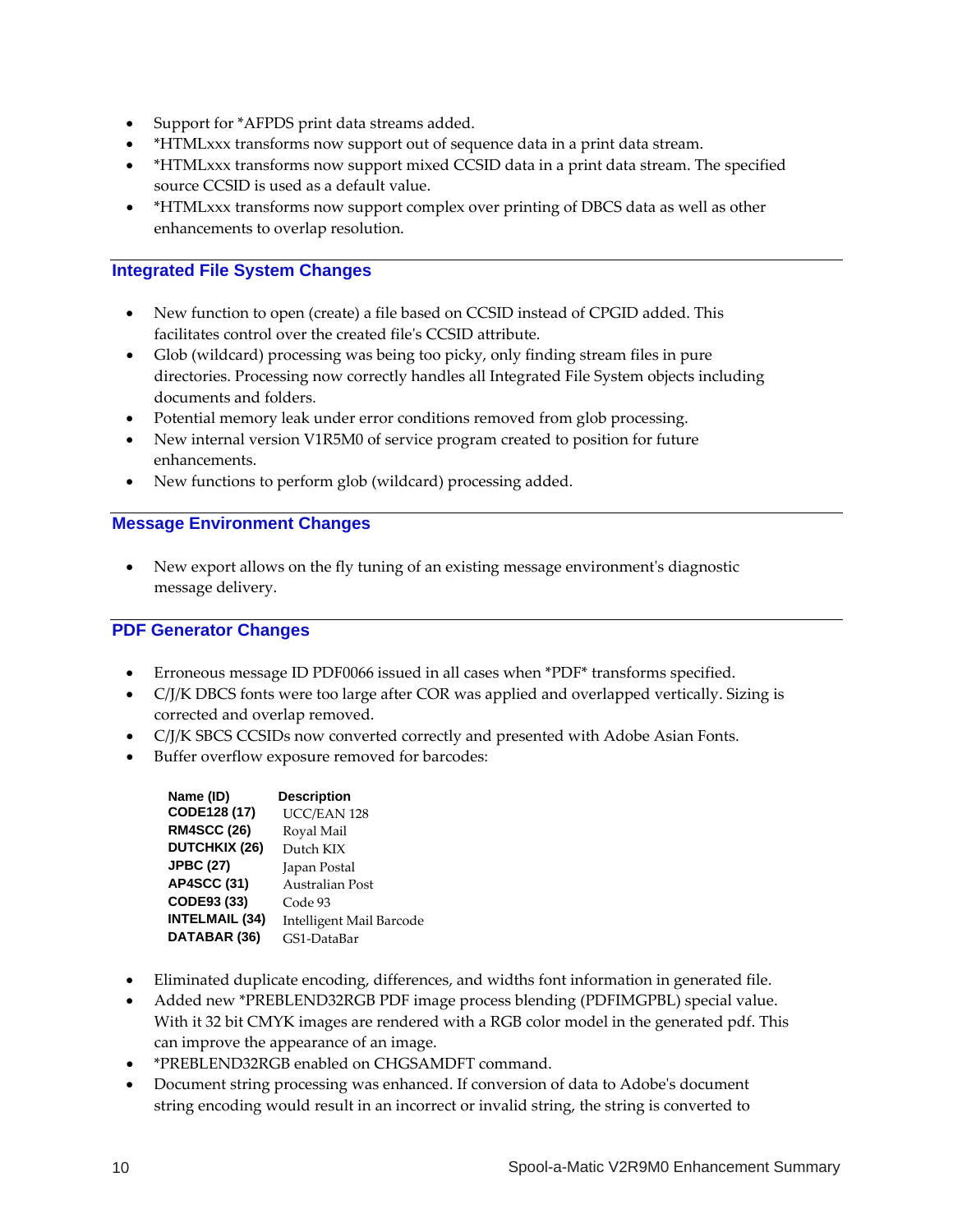- Support for *AFPDS print data streams added.
- *HTMLxxx transforms now support out of sequence data in a print data stream.
- *HTMLxxx transforms now support mixed CCSID data in a print data stream. The specified source CCSID is used as a default value.
- *HTMLxxx transforms now support complex over printing of DBCS data as well as other enhancements to overlap resolution.

## Integrated File System Changes

- New function to open (create) a file based on CCSID instead of CPGID added. This facilitates control over the created file's CCSID attribute.
- Glob (wildcard) processing was being too picky, only finding stream files in pure directories. Processing now correctly handles all Integrated File System objects including documents and folders.
- Potential memory leak under error conditions removed from glob processing.
- New internal version V1R5M0 of service program created to position for future enhancements.
- New functions to perform glob (wildcard) processing added.

## Message Environment Changes

- New export allows on the fly tuning of an existing message environment's diagnostic message delivery.

## PDF Generator Changes

- Erroneous message ID PDF0066 issued in all cases when *PDF* transforms specified.
- C/J/K DBCS fonts were too large after COR was applied and overlapped vertically. Sizing is corrected and overlap removed.
- C/J/K SBCS CCSIDs now converted correctly and presented with Adobe Asian Fonts.
- Buffer overflow exposure removed for barcodes:

| Name (ID) | Description |
|---|---|
| **CODE128 (17)** | UCC/EAN 128 |
| **RM4SCC (26)** | Royal Mail |
| **DUTCHKIX (26)** | Dutch KIX |
| **JPBC (27)** | Japan Postal |
| **AP4SCC (31)** | Australian Post |
| **CODE93 (33)** | Code 93 |
| **INTELMAIL (34)** | Intelligent Mail Barcode |
| **DATABAR (36)** | GS1-DataBar |

- Eliminated duplicate encoding, differences, and widths font information in generated file.
- Added new *PREBLEND32RGB PDF image process blending (PDFIMGPBL) special value. With it 32 bit CMYK images are rendered with a RGB color model in the generated pdf. This can improve the appearance of an image.
- *PREBLEND32RGB enabled on CHGSAMDFT command.
- Document string processing was enhanced. If conversion of data to Adobe's document string encoding would result in an incorrect or invalid string, the string is converted to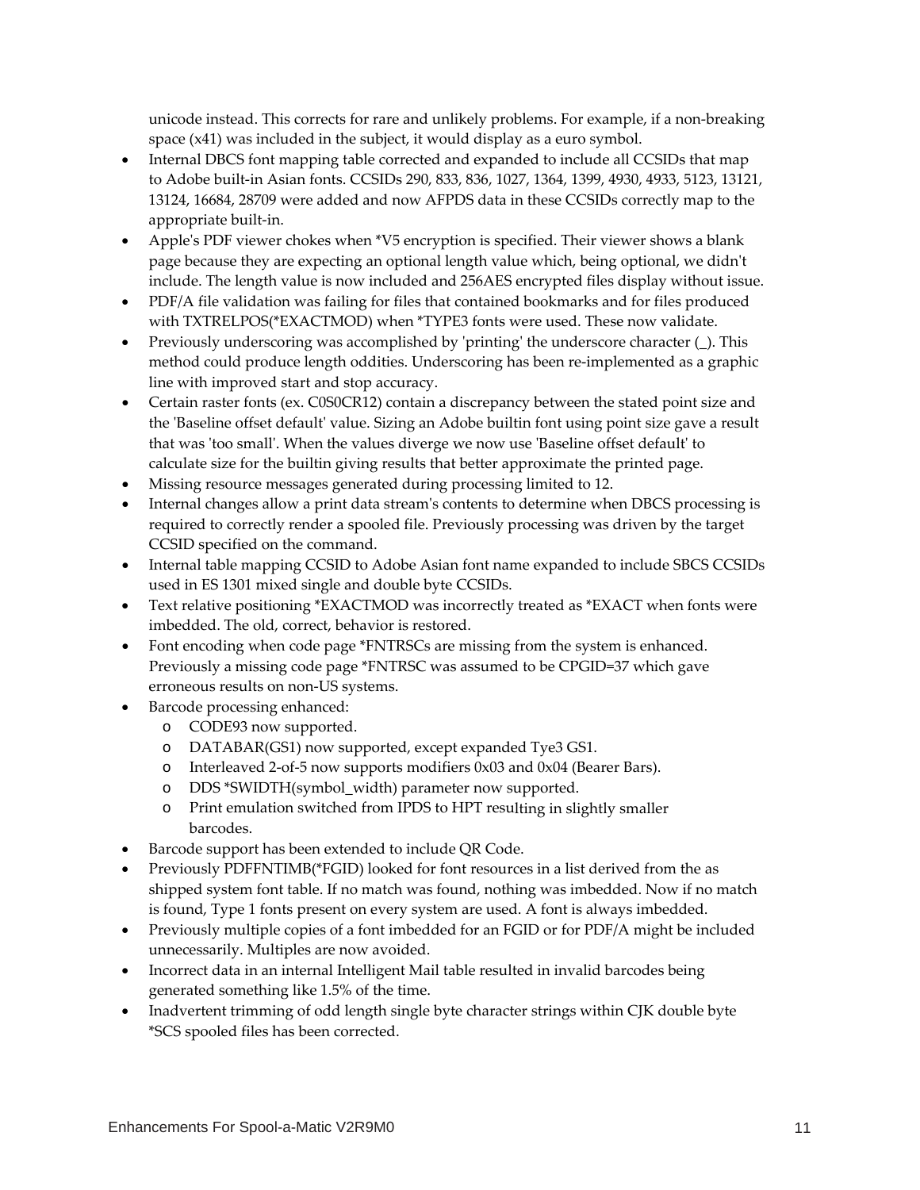unicode instead. This corrects for rare and unlikely problems. For example, if a non-breaking space (x41) was included in the subject, it would display as a euro symbol.

- Internal DBCS font mapping table corrected and expanded to include all CCSIDs that map to Adobe built-in Asian fonts. CCSIDs 290, 833, 836, 1027, 1364, 1399, 4930, 4933, 5123, 13121, 13124, 16684, 28709 were added and now AFPDS data in these CCSIDs correctly map to the appropriate built-in.
- Apple's PDF viewer chokes when *V5 encryption is specified. Their viewer shows a blank page because they are expecting an optional length value which, being optional, we didn't include. The length value is now included and 256AES encrypted files display without issue.
- PDF/A file validation was failing for files that contained bookmarks and for files produced with TXTRELPOS(*EXACTMOD) when *TYPE3 fonts were used. These now validate.
- Previously underscoring was accomplished by 'printing' the underscore character (_). This method could produce length oddities. Underscoring has been re-implemented as a graphic line with improved start and stop accuracy.
- Certain raster fonts (ex. C0S0CR12) contain a discrepancy between the stated point size and the 'Baseline offset default' value. Sizing an Adobe builtin font using point size gave a result that was 'too small'. When the values diverge we now use 'Baseline offset default' to calculate size for the builtin giving results that better approximate the printed page.
- Missing resource messages generated during processing limited to 12.
- Internal changes allow a print data stream's contents to determine when DBCS processing is required to correctly render a spooled file. Previously processing was driven by the target CCSID specified on the command.
- Internal table mapping CCSID to Adobe Asian font name expanded to include SBCS CCSIDs used in ES 1301 mixed single and double byte CCSIDs.
- Text relative positioning *EXACTMOD was incorrectly treated as *EXACT when fonts were imbedded. The old, correct, behavior is restored.
- Font encoding when code page *FNTRSCs are missing from the system is enhanced. Previously a missing code page *FNTRSC was assumed to be CPGID=37 which gave erroneous results on non-US systems.
- Barcode processing enhanced:
  - CODE93 now supported.
  - DATABAR(GS1) now supported, except expanded Tye3 GS1.
  - Interleaved 2-of-5 now supports modifiers 0x03 and 0x04 (Bearer Bars).
  - DDS *SWIDTH(symbol_width) parameter now supported.
  - Print emulation switched from IPDS to HPT resulting in slightly smaller barcodes.
- Barcode support has been extended to include QR Code.
- Previously PDFFNTIMB(*FGID) looked for font resources in a list derived from the as shipped system font table. If no match was found, nothing was imbedded. Now if no match is found, Type 1 fonts present on every system are used. A font is always imbedded.
- Previously multiple copies of a font imbedded for an FGID or for PDF/A might be included unnecessarily. Multiples are now avoided.
- Incorrect data in an internal Intelligent Mail table resulted in invalid barcodes being generated something like 1.5% of the time.
- Inadvertent trimming of odd length single byte character strings within CJK double byte *SCS spooled files has been corrected.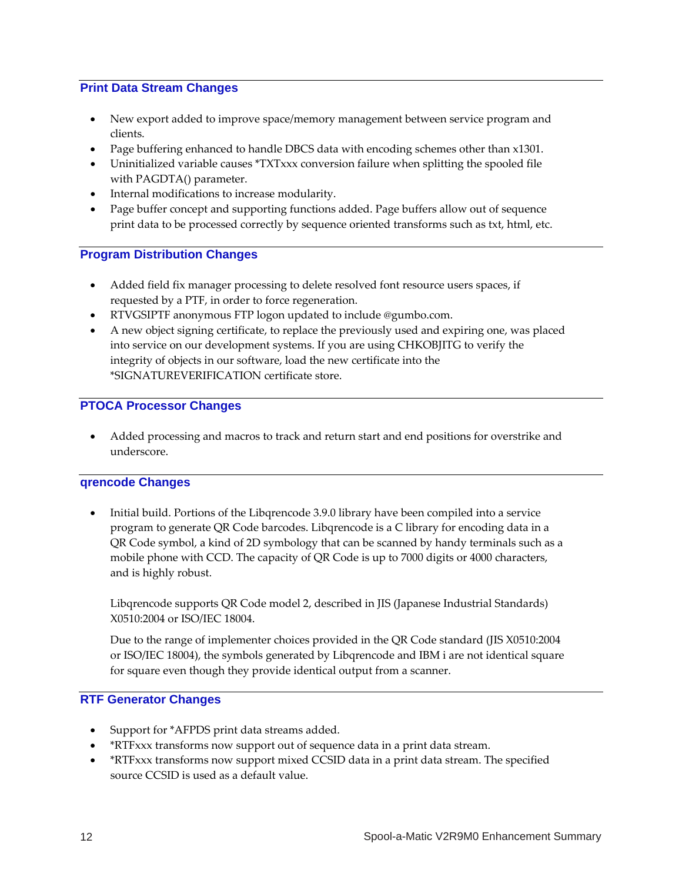## Print Data Stream Changes

- New export added to improve space/memory management between service program and clients.
- Page buffering enhanced to handle DBCS data with encoding schemes other than x1301.
- Uninitialized variable causes *TXTxxx conversion failure when splitting the spooled file with PAGDTA() parameter.
- Internal modifications to increase modularity.
- Page buffer concept and supporting functions added. Page buffers allow out of sequence print data to be processed correctly by sequence oriented transforms such as txt, html, etc.

## Program Distribution Changes

- Added field fix manager processing to delete resolved font resource users spaces, if requested by a PTF, in order to force regeneration.
- RTVGSIPTF anonymous FTP logon updated to include @gumbo.com.
- A new object signing certificate, to replace the previously used and expiring one, was placed into service on our development systems. If you are using CHKOBJITG to verify the integrity of objects in our software, load the new certificate into the *SIGNATUREVERIFICATION certificate store.

## PTOCA Processor Changes

- Added processing and macros to track and return start and end positions for overstrike and underscore.

## qrencode Changes

- Initial build. Portions of the Libqrencode 3.9.0 library have been compiled into a service program to generate QR Code barcodes. Libqrencode is a C library for encoding data in a QR Code symbol, a kind of 2D symbology that can be scanned by handy terminals such as a mobile phone with CCD. The capacity of QR Code is up to 7000 digits or 4000 characters, and is highly robust.

  Libqrencode supports QR Code model 2, described in JIS (Japanese Industrial Standards) X0510:2004 or ISO/IEC 18004.

  Due to the range of implementer choices provided in the QR Code standard (JIS X0510:2004 or ISO/IEC 18004), the symbols generated by Libqrencode and IBM i are not identical square for square even though they provide identical output from a scanner.

## RTF Generator Changes

- Support for *AFPDS print data streams added.
- *RTFxxx transforms now support out of sequence data in a print data stream.
- *RTFxxx transforms now support mixed CCSID data in a print data stream. The specified source CCSID is used as a default value.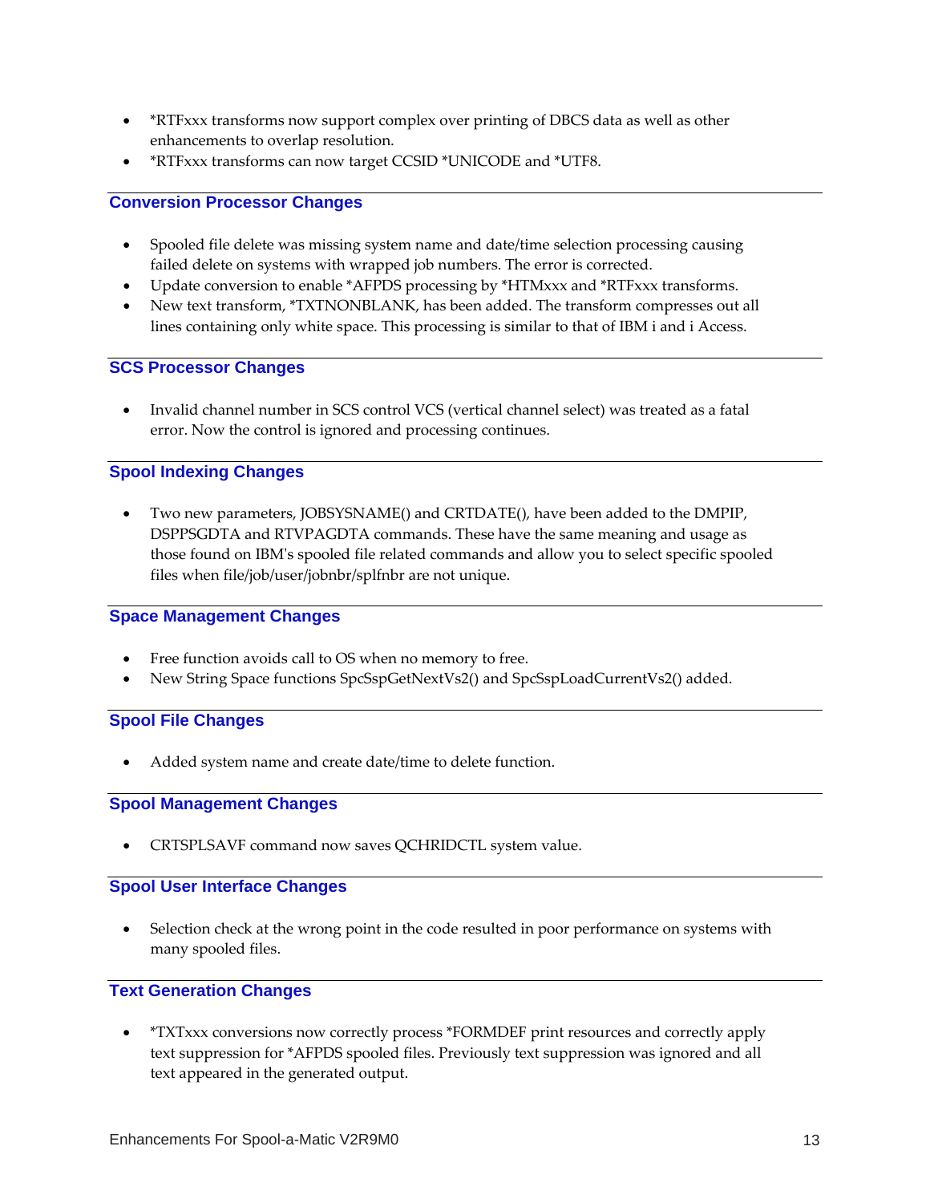- *RTFxxx transforms now support complex over printing of DBCS data as well as other enhancements to overlap resolution.
- *RTFxxx transforms can now target CCSID *UNICODE and *UTF8.

## Conversion Processor Changes

- Spooled file delete was missing system name and date/time selection processing causing failed delete on systems with wrapped job numbers. The error is corrected.
- Update conversion to enable *AFPDS processing by *HTMxxx and *RTFxxx transforms.
- New text transform, *TXTNONBLANK, has been added. The transform compresses out all lines containing only white space. This processing is similar to that of IBM i and i Access.

## SCS Processor Changes

- Invalid channel number in SCS control VCS (vertical channel select) was treated as a fatal error. Now the control is ignored and processing continues.

## Spool Indexing Changes

- Two new parameters, JOBSYSNAME() and CRTDATE(), have been added to the DMPIP, DSPPSGDTA and RTVPAGDTA commands. These have the same meaning and usage as those found on IBM's spooled file related commands and allow you to select specific spooled files when file/job/user/jobnbr/splfnbr are not unique.

## Space Management Changes

- Free function avoids call to OS when no memory to free.
- New String Space functions SpcSspGetNextVs2() and SpcSspLoadCurrentVs2() added.

## Spool File Changes

- Added system name and create date/time to delete function.

## Spool Management Changes

- CRTSPLSAVF command now saves QCHRIDCTL system value.

## Spool User Interface Changes

- Selection check at the wrong point in the code resulted in poor performance on systems with many spooled files.

## Text Generation Changes

- *TXTxxx conversions now correctly process *FORMDEF print resources and correctly apply text suppression for *AFPDS spooled files. Previously text suppression was ignored and all text appeared in the generated output.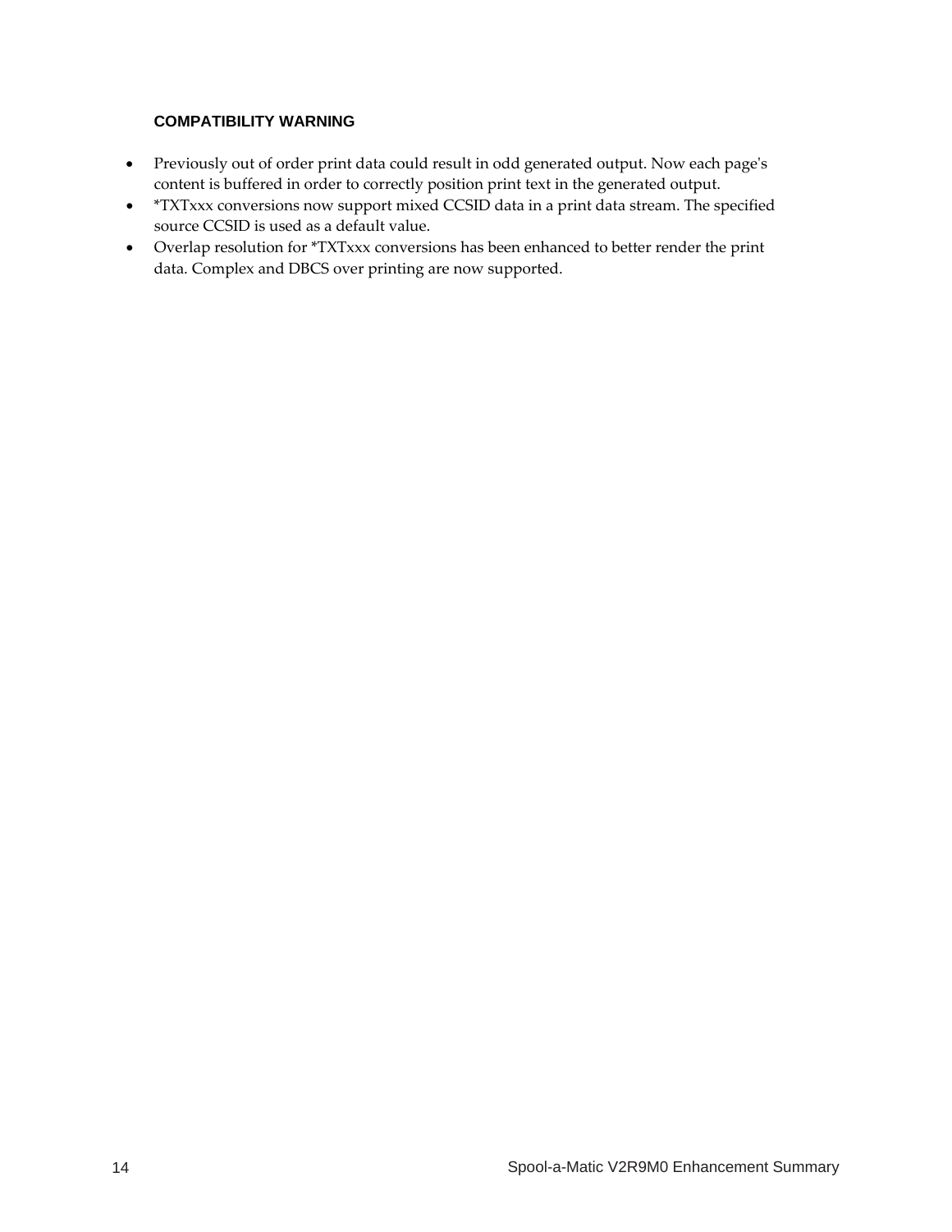#### COMPATIBILITY WARNING

- Previously out of order print data could result in odd generated output. Now each page's content is buffered in order to correctly position print text in the generated output.
- *TXTxxx conversions now support mixed CCSID data in a print data stream. The specified source CCSID is used as a default value.
- Overlap resolution for *TXTxxx conversions has been enhanced to better render the print data. Complex and DBCS over printing are now supported.